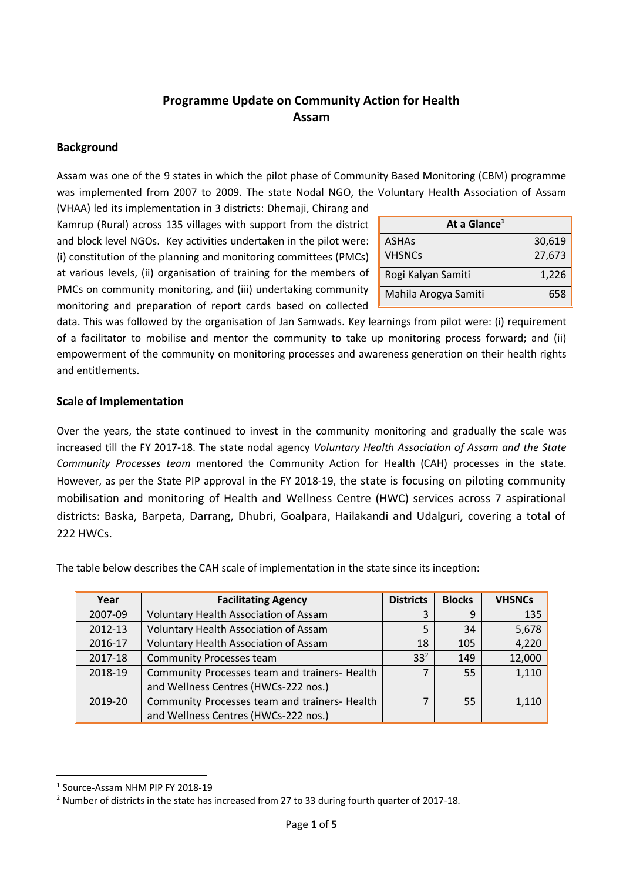# Programme Update on Community Action for Health
# Assam

## Background

Assam was one of the 9 states in which the pilot phase of Community Based Monitoring (CBM) programme was implemented from 2007 to 2009. The state Nodal NGO, the Voluntary Health Association of Assam (VHAA) led its implementation in 3 districts: Dhemaji, Chirang and Kamrup (Rural) across 135 villages with support from the district and block level NGOs. Key activities undertaken in the pilot were: (i) constitution of the planning and monitoring committees (PMCs) at various levels, (ii) organisation of training for the members of PMCs on community monitoring, and (iii) undertaking community monitoring and preparation of report cards based on collected data. This was followed by the organisation of Jan Samwads. Key learnings from pilot were: (i) requirement of a facilitator to mobilise and mentor the community to take up monitoring process forward; and (ii) empowerment of the community on monitoring processes and awareness generation on their health rights and entitlements.

| At a Glance[1] | |
|---|---|
| ASHAs | 30,619 |
| VHSNCs | 27,673 |
| Rogi Kalyan Samiti | 1,226 |
| Mahila Arogya Samiti | 658 |

## Scale of Implementation

Over the years, the state continued to invest in the community monitoring and gradually the scale was increased till the FY 2017-18. The state nodal agency *Voluntary Health Association of Assam and the State Community Processes team* mentored the Community Action for Health (CAH) processes in the state. However, as per the State PIP approval in the FY 2018-19, the state is focusing on piloting community mobilisation and monitoring of Health and Wellness Centre (HWC) services across 7 aspirational districts: Baska, Barpeta, Darrang, Dhubri, Goalpara, Hailakandi and Udalguri, covering a total of 222 HWCs.

The table below describes the CAH scale of implementation in the state since its inception:

| Year | Facilitating Agency | Districts | Blocks | VHSNCs |
|---|---|---|---|---|
| 2007-09 | Voluntary Health Association of Assam | 3 | 9 | 135 |
| 2012-13 | Voluntary Health Association of Assam | 5 | 34 | 5,678 |
| 2016-17 | Voluntary Health Association of Assam | 18 | 105 | 4,220 |
| 2017-18 | Community Processes team | 33[2] | 149 | 12,000 |
| 2018-19 | Community Processes team and trainers- Health and Wellness Centres (HWCs-222 nos.) | 7 | 55 | 1,110 |
| 2019-20 | Community Processes team and trainers- Health and Wellness Centres (HWCs-222 nos.) | 7 | 55 | 1,110 |

[1] Source-Assam NHM PIP FY 2018-19

[2] Number of districts in the state has increased from 27 to 33 during fourth quarter of 2017-18.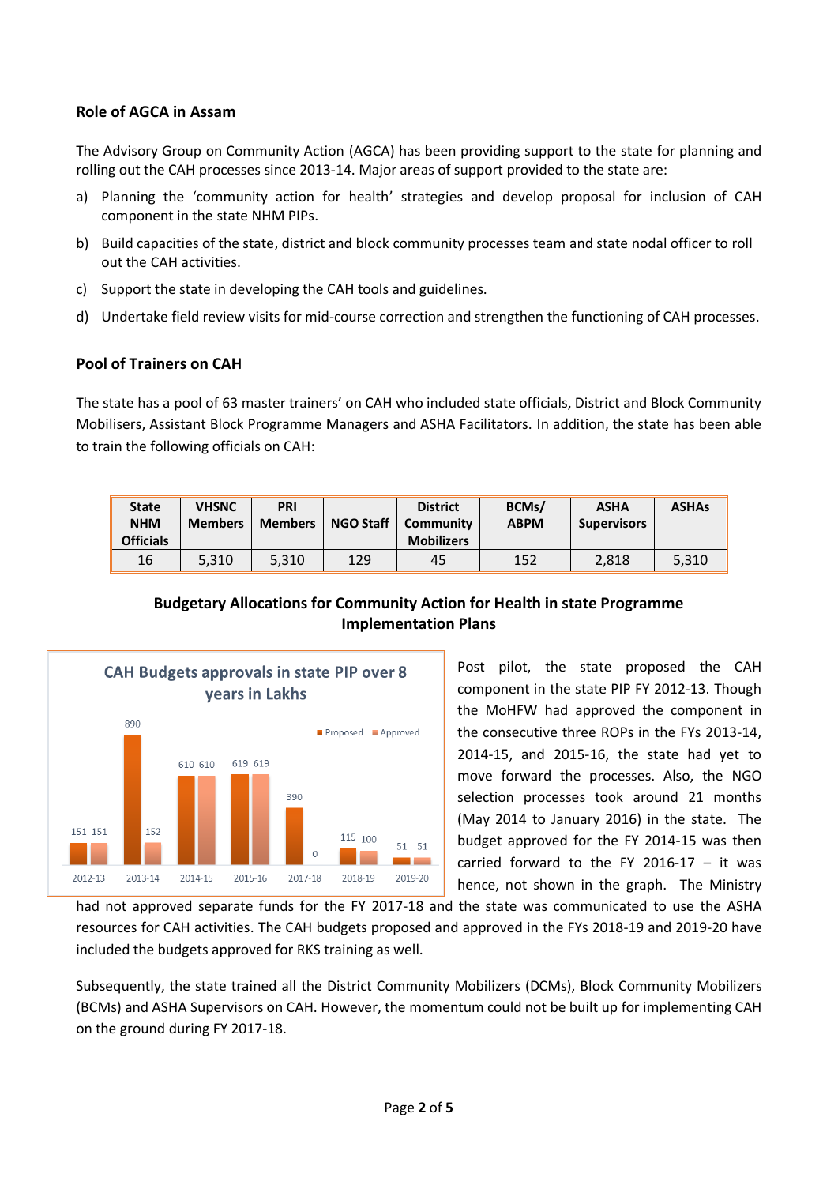### Role of AGCA in Assam

The Advisory Group on Community Action (AGCA) has been providing support to the state for planning and rolling out the CAH processes since 2013-14. Major areas of support provided to the state are:

a) Planning the 'community action for health' strategies and develop proposal for inclusion of CAH component in the state NHM PIPs.

b) Build capacities of the state, district and block community processes team and state nodal officer to roll out the CAH activities.

c) Support the state in developing the CAH tools and guidelines.

d) Undertake field review visits for mid-course correction and strengthen the functioning of CAH processes.

### Pool of Trainers on CAH

The state has a pool of 63 master trainers' on CAH who included state officials, District and Block Community Mobilisers, Assistant Block Programme Managers and ASHA Facilitators. In addition, the state has been able to train the following officials on CAH:

| State NHM Officials | VHSNC Members | PRI Members | NGO Staff | District Community Mobilizers | BCMs/ ABPM | ASHA Supervisors | ASHAs |
|---|---|---|---|---|---|---|---|
| 16 | 5,310 | 5,310 | 129 | 45 | 152 | 2,818 | 5,310 |

### Budgetary Allocations for Community Action for Health in state Programme Implementation Plans

**CAH Budgets approvals in state PIP over 8 years in Lakhs**

| Year | Proposed | Approved |
|---|---|---|
| 2012-13 | 151 | 151 |
| 2013-14 | 890 | 152 |
| 2014-15 | 610 | 610 |
| 2015-16 | 619 | 619 |
| 2017-18 | 390 | 0 |
| 2018-19 | 115 | 100 |
| 2019-20 | 51 | 51 |

Post pilot, the state proposed the CAH component in the state PIP FY 2012-13. Though the MoHFW had approved the component in the consecutive three ROPs in the FYs 2013-14, 2014-15, and 2015-16, the state had yet to move forward the processes. Also, the NGO selection processes took around 21 months (May 2014 to January 2016) in the state. The budget approved for the FY 2014-15 was then carried forward to the FY 2016-17 – it was hence, not shown in the graph. The Ministry had not approved separate funds for the FY 2017-18 and the state was communicated to use the ASHA resources for CAH activities. The CAH budgets proposed and approved in the FYs 2018-19 and 2019-20 have included the budgets approved for RKS training as well.

Subsequently, the state trained all the District Community Mobilizers (DCMs), Block Community Mobilizers (BCMs) and ASHA Supervisors on CAH. However, the momentum could not be built up for implementing CAH on the ground during FY 2017-18.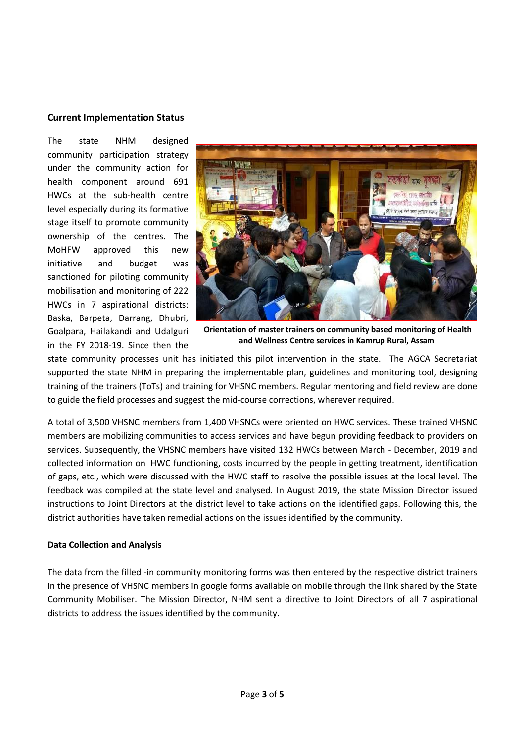### Current Implementation Status

The state NHM designed community participation strategy under the community action for health component around 691 HWCs at the sub-health centre level especially during its formative stage itself to promote community ownership of the centres. The MoHFW approved this new initiative and budget was sanctioned for piloting community mobilisation and monitoring of 222 HWCs in 7 aspirational districts: Baska, Barpeta, Darrang, Dhubri, Goalpara, Hailakandi and Udalguri in the FY 2018-19. Since then the state community processes unit has initiated this pilot intervention in the state. The AGCA Secretariat supported the state NHM in preparing the implementable plan, guidelines and monitoring tool, designing training of the trainers (ToTs) and training for VHSNC members. Regular mentoring and field review are done to guide the field processes and suggest the mid-course corrections, wherever required.

**Orientation of master trainers on community based monitoring of Health and Wellness Centre services in Kamrup Rural, Assam**

A total of 3,500 VHSNC members from 1,400 VHSNCs were oriented on HWC services. These trained VHSNC members are mobilizing communities to access services and have begun providing feedback to providers on services. Subsequently, the VHSNC members have visited 132 HWCs between March - December, 2019 and collected information on HWC functioning, costs incurred by the people in getting treatment, identification of gaps, etc., which were discussed with the HWC staff to resolve the possible issues at the local level. The feedback was compiled at the state level and analysed. In August 2019, the state Mission Director issued instructions to Joint Directors at the district level to take actions on the identified gaps. Following this, the district authorities have taken remedial actions on the issues identified by the community.

#### Data Collection and Analysis

The data from the filled -in community monitoring forms was then entered by the respective district trainers in the presence of VHSNC members in google forms available on mobile through the link shared by the State Community Mobiliser. The Mission Director, NHM sent a directive to Joint Directors of all 7 aspirational districts to address the issues identified by the community.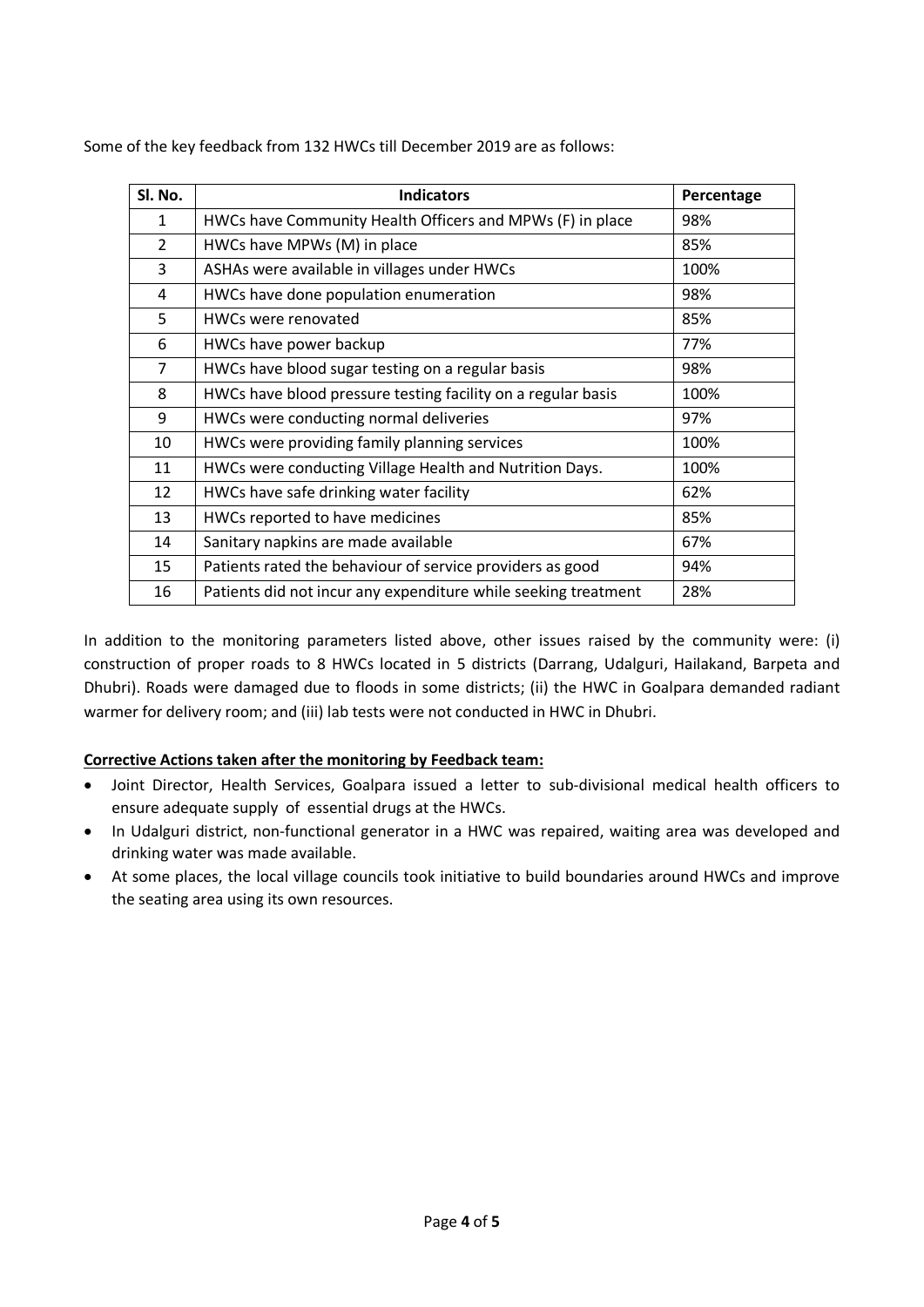Some of the key feedback from 132 HWCs till December 2019 are as follows:

| Sl. No. | Indicators | Percentage |
|---|---|---|
| 1 | HWCs have Community Health Officers and MPWs (F) in place | 98% |
| 2 | HWCs have MPWs (M) in place | 85% |
| 3 | ASHAs were available in villages under HWCs | 100% |
| 4 | HWCs have done population enumeration | 98% |
| 5 | HWCs were renovated | 85% |
| 6 | HWCs have power backup | 77% |
| 7 | HWCs have blood sugar testing on a regular basis | 98% |
| 8 | HWCs have blood pressure testing facility on a regular basis | 100% |
| 9 | HWCs were conducting normal deliveries | 97% |
| 10 | HWCs were providing family planning services | 100% |
| 11 | HWCs were conducting Village Health and Nutrition Days. | 100% |
| 12 | HWCs have safe drinking water facility | 62% |
| 13 | HWCs reported to have medicines | 85% |
| 14 | Sanitary napkins are made available | 67% |
| 15 | Patients rated the behaviour of service providers as good | 94% |
| 16 | Patients did not incur any expenditure while seeking treatment | 28% |

In addition to the monitoring parameters listed above, other issues raised by the community were: (i) construction of proper roads to 8 HWCs located in 5 districts (Darrang, Udalguri, Hailakand, Barpeta and Dhubri). Roads were damaged due to floods in some districts; (ii) the HWC in Goalpara demanded radiant warmer for delivery room; and (iii) lab tests were not conducted in HWC in Dhubri.

**Corrective Actions taken after the monitoring by Feedback team:**

- Joint Director, Health Services, Goalpara issued a letter to sub-divisional medical health officers to ensure adequate supply of essential drugs at the HWCs.
- In Udalguri district, non-functional generator in a HWC was repaired, waiting area was developed and drinking water was made available.
- At some places, the local village councils took initiative to build boundaries around HWCs and improve the seating area using its own resources.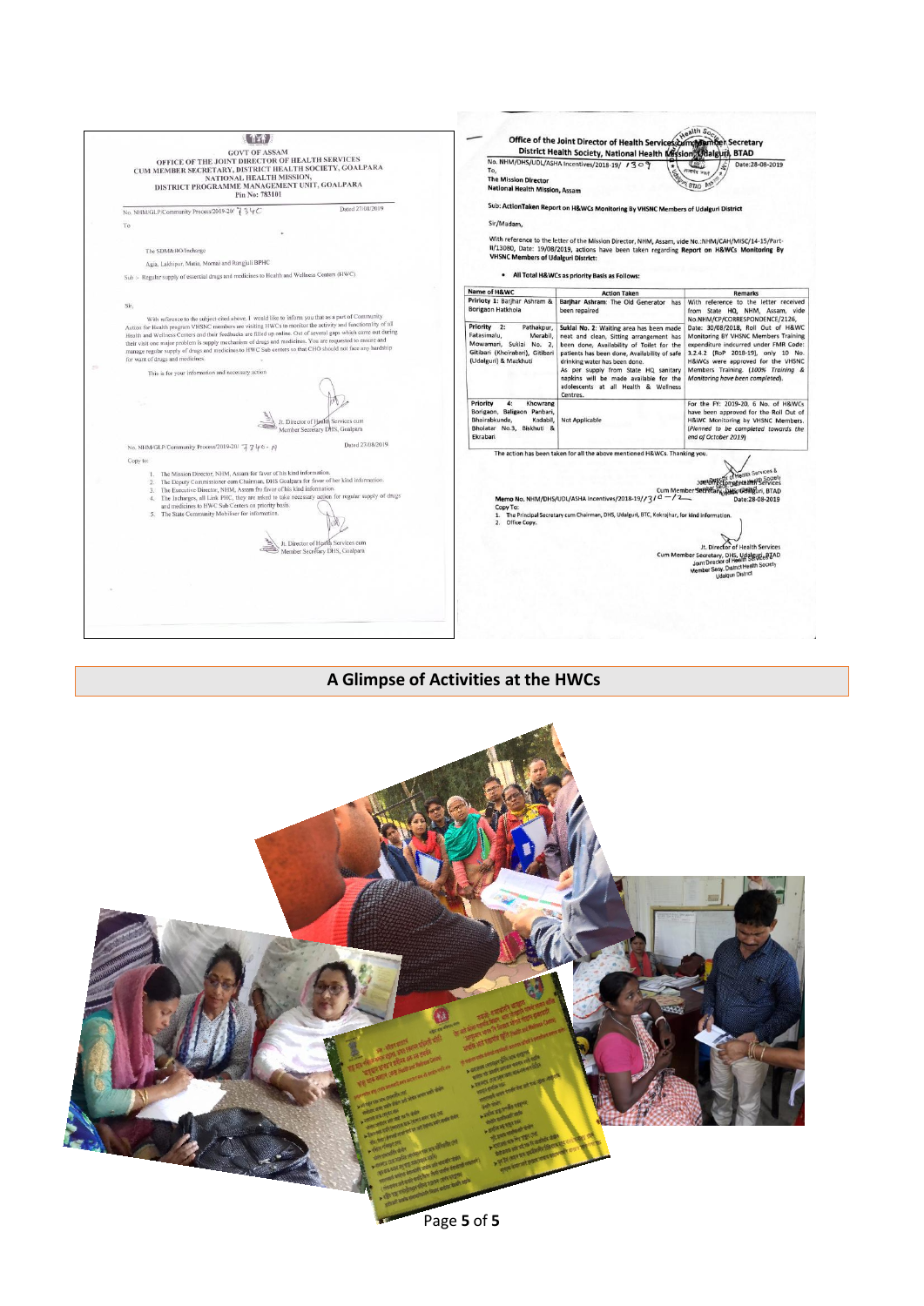GOVT OF ASSAM
OFFICE OF THE JOINT DIRECTOR OF HEALTH SERVICES
CUM MEMBER SECRETARY, DISTRICT HEALTH SOCIETY, GOALPARA
NATIONAL HEALTH MISSION,
DISTRICT PROGRAMME MANAGEMENT UNIT, GOALPARA
Pin No: 783101

No. NHM/GLP/Community Process/2019-20/ 734C    Dated 27/08/2019

To

The SDM&HO/Incharge
Agia, Lakhipur, Matia, Moinai and Rangjuli BPHC

Sub :- Regular supply of essential drugs and medicines to Health and Wellness Centers (HWC)

Sir,

With reference to the subject cited above, I would like to inform you that as a part of Community Action for Health program VHSNC members are visiting HWCs to monitor the activity and functionality of all Health and Wellness Centers and their feedbacks are filled up online. Out of several gaps which came out during their visit one major problem is supply mechanism of drugs and medicines. You are requested to ensure and manage regular supply of drugs and medicines to HWC Sub centers so that CHO should not face any hardship for want of drugs and medicines.

This is for your information and necessary action.

Jt. Director of Health Services cum
Member Secretary DHS, Goalpara

No. NHM/GLP/Community Process/2019-20/ 734C-A    Dated 27/08/2019

Copy to:

1. The Mission Director, NHM, Assam for favor of his kind information.
2. The Deputy Commissioner cum Chairman, DHS Goalpara for favor of her kind information.
3. The Executive Director, NHM, Assam fro favor of his kind information.
4. The In charges, all Link PHC, they are asked to take necessary action for regular supply of drugs and medicines to HWC Sub Centers on priority basis.
5. The State Community Mobiliser for information.

Jt. Director of Health Services cum
Member Secretary DHS, Goalpara

---

**Office of the Joint Director of Health Services cum Member Secretary**
**District Health Society, National Health Mission, Udalguri, BTAD**

No. NHM/DHS/UDL/ASHA Incentives/2018-19/ 1309    Date:28-08-2019

To,
**The Mission Director**
**National Health Mission, Assam**

**Sub: ActionTaken Report on H&WCs Monitoring By VHSNC Members of Udalguri District**

Sir/Madam,

With reference to the letter of the Mission Director, NHM, Assam, vide No.:NHM/CAH/MISC/14-15/Part-II/13080, Date: 19/08/2019, actions have been taken regarding **Report on H&WCs Monitoring By VHSNC Members of Udalguri District:**

- **All Total H&WCs as priority Basis as Follows:**

| Name of H&WC | Action Taken | Remarks |
|---|---|---|
| Priority 1: Barjhar Ashram & Borigaon Hatkhola | Barjhar Ashram: The Old Generator has been repaired | With reference to the letter received from State HQ, NHM, Assam, vide No.NHM/CP/CORRESPONDENCE/2126, Date: 30/08/2018, Roll Out of H&WC Monitoring BY VHSNC Members Training expenditure indcurred under FMR Code: 3.2.4.2 (RoP 2018-19), only 10 No. H&WCs were approved for the VHSNC Members Training. *(100% Training & Monitoring have been completed).* |
| Priority 2: Pathakpur, Fatasimalu, Morabil, Mowamari, Suklai No. 2, Gitibari (Kheirabari), Gitibari (Udalguri) & Maikhuti | Suklai No. 2: Waiting area has been made neat and clean, Sitting arrangement has been done, Availability of Toilet for the patients has been done, Availability of safe drinking water has been done. As per supply from State HQ sanitary napkins will be made available for the adolescents at all Health & Wellness Centres. | |
| Priority 4: Khowrang Borigaon, Baligaon Panbari, Bhairabkunda, Kadabil, Bholatar No.3, Bikhuti & Ekrabari | Not Applicable | For the FY: 2019-20, 6 No. of H&WCs have been approved for the Roll Out of H&WC Monitoring by VHSNC Members. *(Planned to be completed towards the end of October 2019)* |

The action has been taken for all the above mentioned H&WCs. Thanking you.

Joint Director of Health Services &
Cum Member Secretary, DHS, Udalguri, BTAD

Memo No. NHM/DHS/UDL/ASHA Incentives/2018-19/1310-12    Date:28-08-2019
Copy To:
1. The Principal Secretary cum Chairman, DHS, Udalguri, BTC, Kokrajhar, for kind information.
2. Office Copy.

Jt. Director of Health Services
Cum Member Secretary, DHS, Udalguri, BTAD

## A Glimpse of Activities at the HWCs